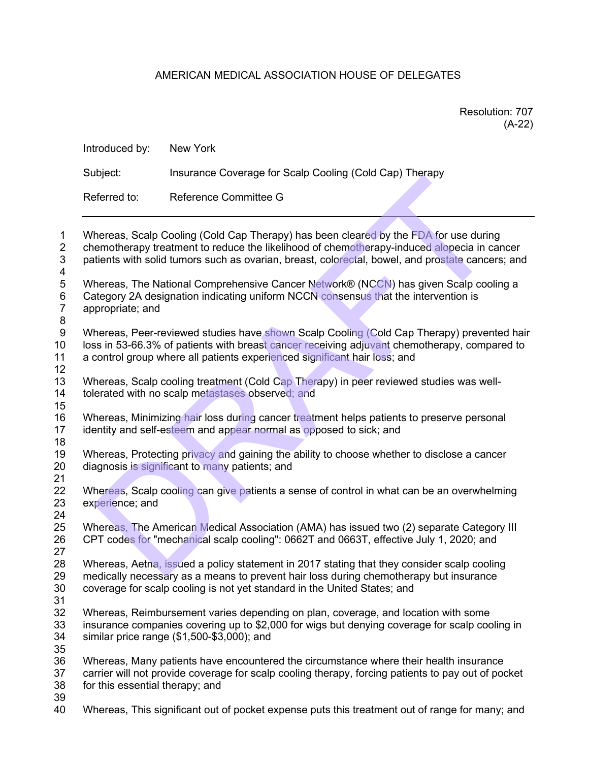AMERICAN MEDICAL ASSOCIATION HOUSE OF DELEGATES

Resolution: 707
(A-22)

Introduced by: New York

Subject: Insurance Coverage for Scalp Cooling (Cold Cap) Therapy

Referred to: Reference Committee G

---

Whereas, Scalp Cooling (Cold Cap Therapy) has been cleared by the FDA for use during chemotherapy treatment to reduce the likelihood of chemotherapy-induced alopecia in cancer patients with solid tumors such as ovarian, breast, colorectal, bowel, and prostate cancers; and

Whereas, The National Comprehensive Cancer Network® (NCCN) has given Scalp cooling a Category 2A designation indicating uniform NCCN consensus that the intervention is appropriate; and

Whereas, Peer-reviewed studies have shown Scalp Cooling (Cold Cap Therapy) prevented hair loss in 53-66.3% of patients with breast cancer receiving adjuvant chemotherapy, compared to a control group where all patients experienced significant hair loss; and

Whereas, Scalp cooling treatment (Cold Cap Therapy) in peer reviewed studies was well-tolerated with no scalp metastases observed; and

Whereas, Minimizing hair loss during cancer treatment helps patients to preserve personal identity and self-esteem and appear normal as opposed to sick; and

Whereas, Protecting privacy and gaining the ability to choose whether to disclose a cancer diagnosis is significant to many patients; and

Whereas, Scalp cooling can give patients a sense of control in what can be an overwhelming experience; and

Whereas, The American Medical Association (AMA) has issued two (2) separate Category III CPT codes for "mechanical scalp cooling": 0662T and 0663T, effective July 1, 2020; and

Whereas, Aetna, issued a policy statement in 2017 stating that they consider scalp cooling medically necessary as a means to prevent hair loss during chemotherapy but insurance coverage for scalp cooling is not yet standard in the United States; and

Whereas, Reimbursement varies depending on plan, coverage, and location with some insurance companies covering up to $2,000 for wigs but denying coverage for scalp cooling in similar price range ($1,500-$3,000); and

Whereas, Many patients have encountered the circumstance where their health insurance carrier will not provide coverage for scalp cooling therapy, forcing patients to pay out of pocket for this essential therapy; and

Whereas, This significant out of pocket expense puts this treatment out of range for many; and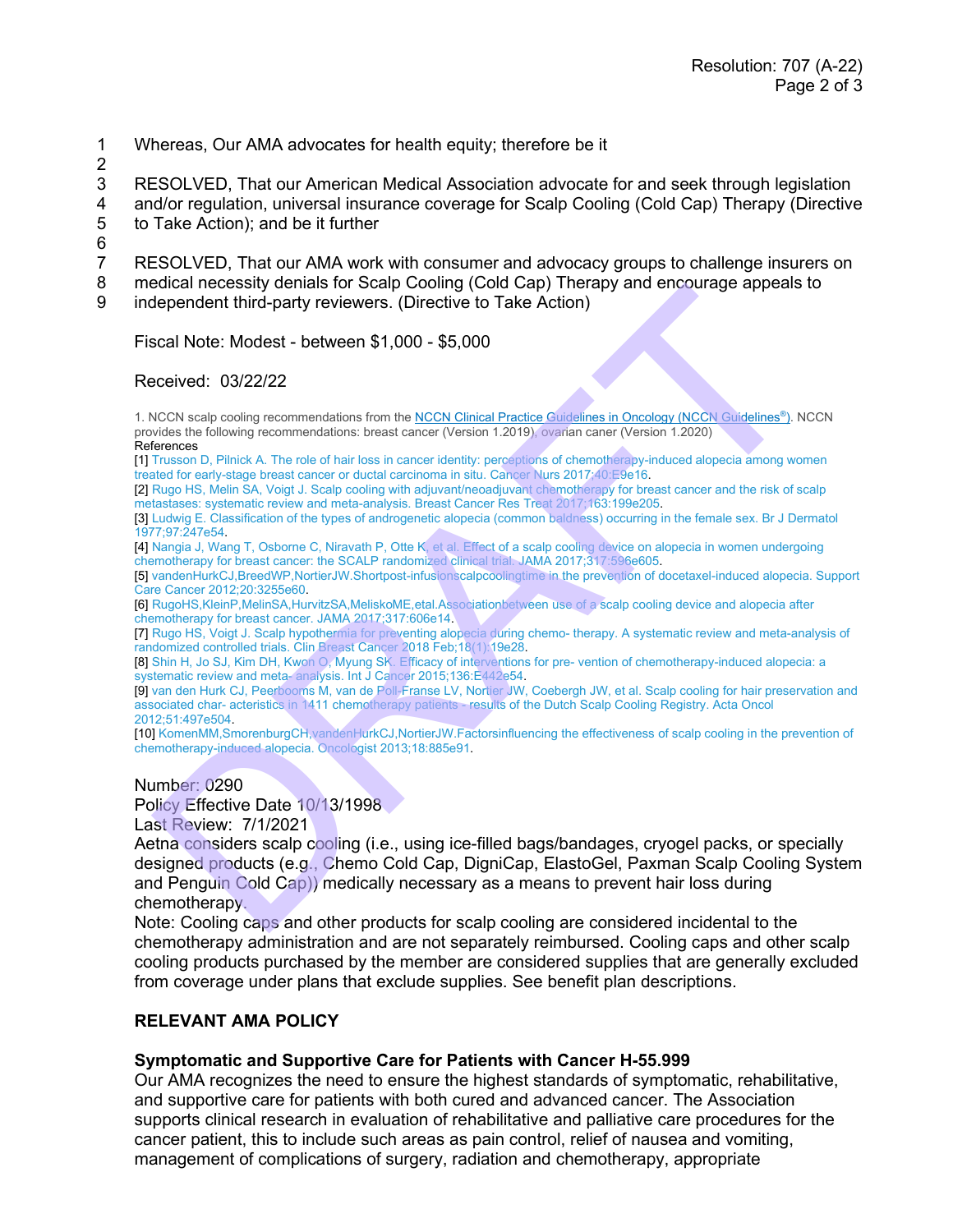Whereas, Our AMA advocates for health equity; therefore be it

RESOLVED, That our American Medical Association advocate for and seek through legislation and/or regulation, universal insurance coverage for Scalp Cooling (Cold Cap) Therapy (Directive to Take Action); and be it further

RESOLVED, That our AMA work with consumer and advocacy groups to challenge insurers on medical necessity denials for Scalp Cooling (Cold Cap) Therapy and encourage appeals to independent third-party reviewers. (Directive to Take Action)

Fiscal Note: Modest - between $1,000 - $5,000

Received: 03/22/22

1. NCCN scalp cooling recommendations from the NCCN Clinical Practice Guidelines in Oncology (NCCN Guidelines®). NCCN provides the following recommendations: breast cancer (Version 1.2019), ovarian caner (Version 1.2020)

References

[1] Trusson D, Pilnick A. The role of hair loss in cancer identity: perceptions of chemotherapy-induced alopecia among women treated for early-stage breast cancer or ductal carcinoma in situ. Cancer Nurs 2017;40:E9e16.

[2] Rugo HS, Melin SA, Voigt J. Scalp cooling with adjuvant/neoadjuvant chemotherapy for breast cancer and the risk of scalp metastases: systematic review and meta-analysis. Breast Cancer Res Treat 2017;163:199e205.

[3] Ludwig E. Classification of the types of androgenetic alopecia (common baldness) occurring in the female sex. Br J Dermatol 1977;97:247e54.

[4] Nangia J, Wang T, Osborne C, Niravath P, Otte K, et al. Effect of a scalp cooling device on alopecia in women undergoing chemotherapy for breast cancer: the SCALP randomized clinical trial. JAMA 2017;317:596e605.

[5] vandenHurkCJ,BreedWP,NortierJW.Shortpost-infusionscalpcoolingtime in the prevention of docetaxel-induced alopecia. Support Care Cancer 2012;20:3255e60.

[6] RugoHS,KleinP,MelinSA,HurvitzSA,MeliskoME,etal.Associationbetween use of a scalp cooling device and alopecia after chemotherapy for breast cancer. JAMA 2017;317:606e14.

[7] Rugo HS, Voigt J. Scalp hypothermia for preventing alopecia during chemo- therapy. A systematic review and meta-analysis of randomized controlled trials. Clin Breast Cancer 2018 Feb;18(1):19e28.

[8] Shin H, Jo SJ, Kim DH, Kwon O, Myung SK. Efficacy of interventions for pre- vention of chemotherapy-induced alopecia: a systematic review and meta- analysis. Int J Cancer 2015;136:E442e54.

[9] van den Hurk CJ, Peerbooms M, van de Poll-Franse LV, Nortier JW, Coebergh JW, et al. Scalp cooling for hair preservation and associated char- acteristics in 1411 chemotherapy patients - results of the Dutch Scalp Cooling Registry. Acta Oncol 2012;51:497e504.

[10] KomenMM,SmorenburgCH,vandenHurkCJ,NortierJW.Factorsinfluencing the effectiveness of scalp cooling in the prevention of chemotherapy-induced alopecia. Oncologist 2013;18:885e91.

Number: 0290
Policy Effective Date 10/13/1998
Last Review: 7/1/2021
Aetna considers scalp cooling (i.e., using ice-filled bags/bandages, cryogel packs, or specially designed products (e.g., Chemo Cold Cap, DigniCap, ElastoGel, Paxman Scalp Cooling System and Penguin Cold Cap)) medically necessary as a means to prevent hair loss during chemotherapy.
Note: Cooling caps and other products for scalp cooling are considered incidental to the chemotherapy administration and are not separately reimbursed. Cooling caps and other scalp cooling products purchased by the member are considered supplies that are generally excluded from coverage under plans that exclude supplies. See benefit plan descriptions.

## RELEVANT AMA POLICY

### Symptomatic and Supportive Care for Patients with Cancer H-55.999

Our AMA recognizes the need to ensure the highest standards of symptomatic, rehabilitative, and supportive care for patients with both cured and advanced cancer. The Association supports clinical research in evaluation of rehabilitative and palliative care procedures for the cancer patient, this to include such areas as pain control, relief of nausea and vomiting, management of complications of surgery, radiation and chemotherapy, appropriate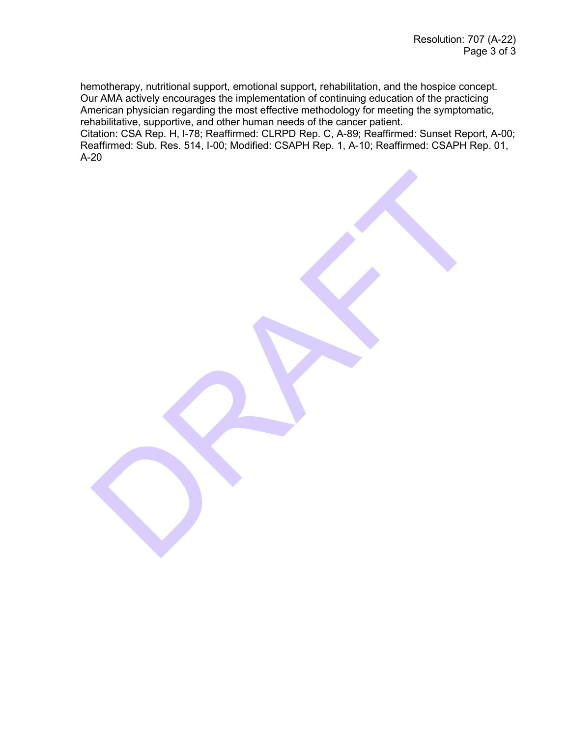hemotherapy, nutritional support, emotional support, rehabilitation, and the hospice concept. Our AMA actively encourages the implementation of continuing education of the practicing American physician regarding the most effective methodology for meeting the symptomatic, rehabilitative, supportive, and other human needs of the cancer patient.
Citation: CSA Rep. H, I-78; Reaffirmed: CLRPD Rep. C, A-89; Reaffirmed: Sunset Report, A-00; Reaffirmed: Sub. Res. 514, I-00; Modified: CSAPH Rep. 1, A-10; Reaffirmed: CSAPH Rep. 01, A-20